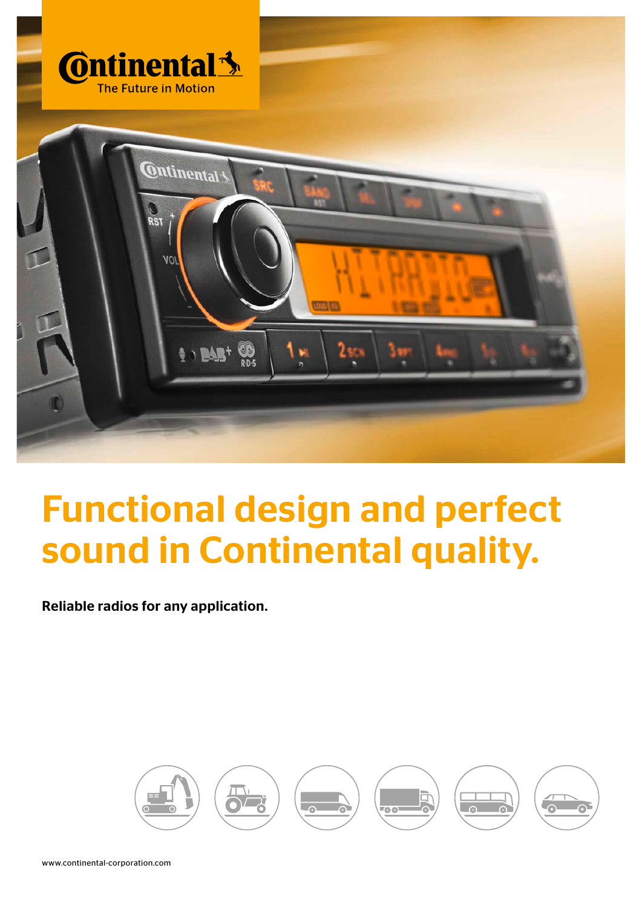# Functional design and perfect sound in Continental quality.

**Reliable radios for any application.**

www.continental-corporation.com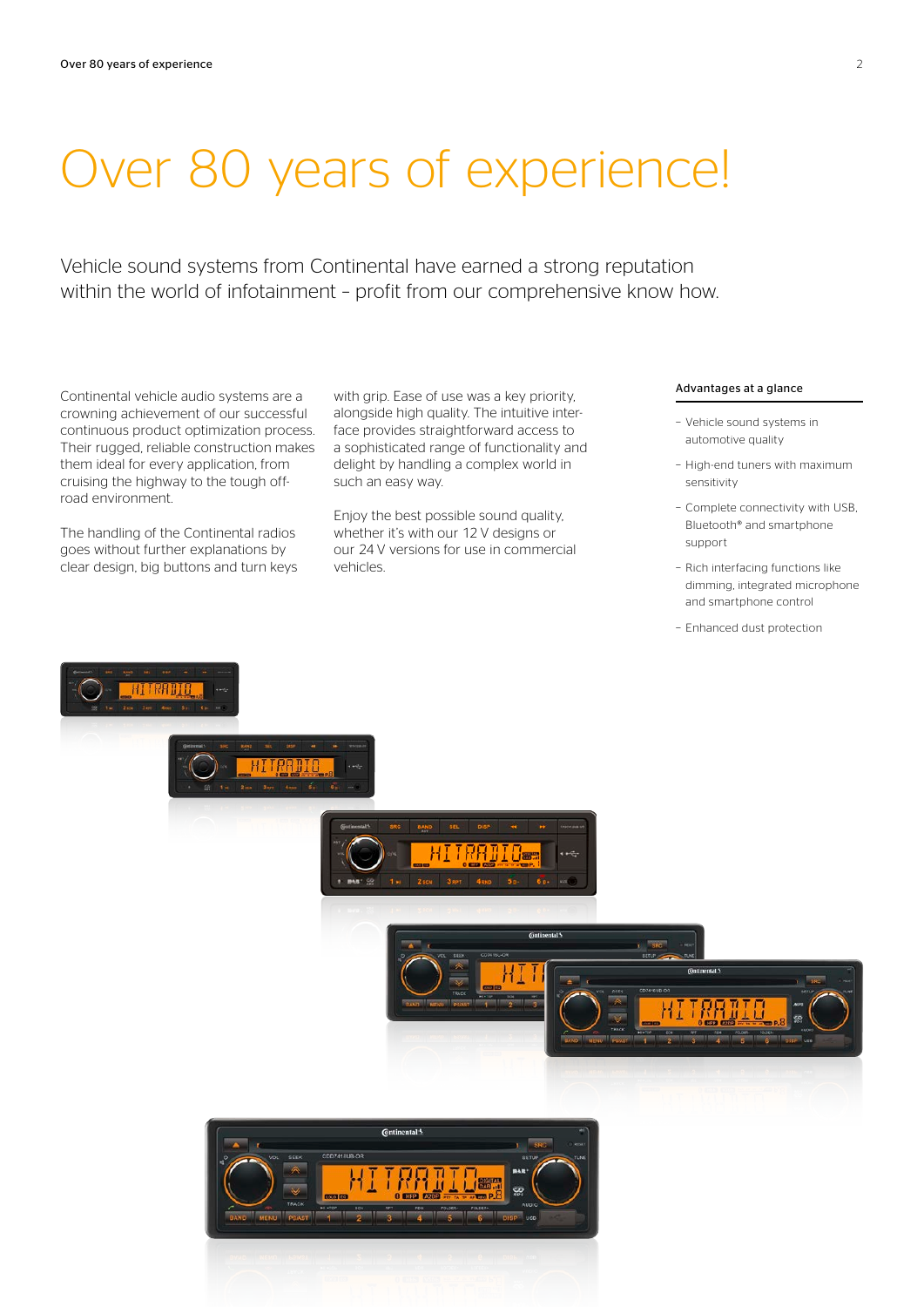# Over 80 years of experience!

Vehicle sound systems from Continental have earned a strong reputation within the world of infotainment – profit from our comprehensive know how.

Continental vehicle audio systems are a crowning achievement of our successful continuous product optimization process. Their rugged, reliable construction makes them ideal for every application, from cruising the highway to the tough off-road environment.

The handling of the Continental radios goes without further explanations by clear design, big buttons and turn keys with grip. Ease of use was a key priority, alongside high quality. The intuitive interface provides straightforward access to a sophisticated range of functionality and delight by handling a complex world in such an easy way.

Enjoy the best possible sound quality, whether it's with our 12 V designs or our 24 V versions for use in commercial vehicles.

### Advantages at a glance

- Vehicle sound systems in automotive quality
- High-end tuners with maximum sensitivity
- Complete connectivity with USB, Bluetooth® and smartphone support
- Rich interfacing functions like dimming, integrated microphone and smartphone control
- Enhanced dust protection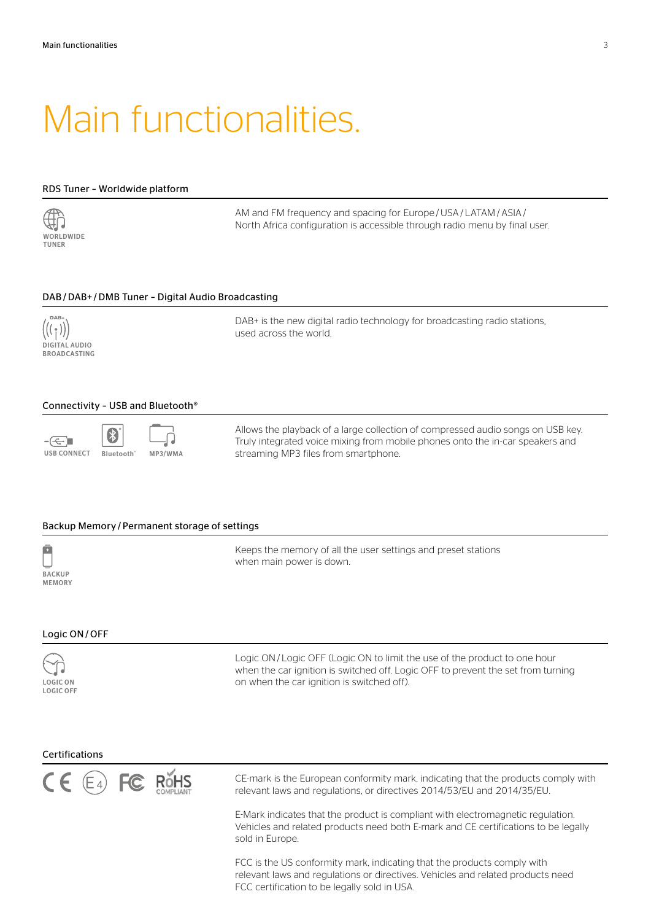# Main functionalities.

## RDS Tuner – Worldwide platform

WORLDWIDE TUNER

AM and FM frequency and spacing for Europe / USA / LATAM / ASIA / North Africa configuration is accessible through radio menu by final user.

## DAB / DAB+ / DMB Tuner – Digital Audio Broadcasting

DIGITAL AUDIO BROADCASTING

DAB+ is the new digital radio technology for broadcasting radio stations, used across the world.

## Connectivity – USB and Bluetooth®

USB CONNECT  Bluetooth®  MP3/WMA

Allows the playback of a large collection of compressed audio songs on USB key. Truly integrated voice mixing from mobile phones onto the in-car speakers and streaming MP3 files from smartphone.

## Backup Memory / Permanent storage of settings

BACKUP MEMORY

Keeps the memory of all the user settings and preset stations when main power is down.

## Logic ON / OFF

LOGIC ON LOGIC OFF

Logic ON / Logic OFF (Logic ON to limit the use of the product to one hour when the car ignition is switched off. Logic OFF to prevent the set from turning on when the car ignition is switched off).

## Certifications

CE-mark is the European conformity mark, indicating that the products comply with relevant laws and regulations, or directives 2014/53/EU and 2014/35/EU.

E-Mark indicates that the product is compliant with electromagnetic regulation. Vehicles and related products need both E-mark and CE certifications to be legally sold in Europe.

FCC is the US conformity mark, indicating that the products comply with relevant laws and regulations or directives. Vehicles and related products need FCC certification to be legally sold in USA.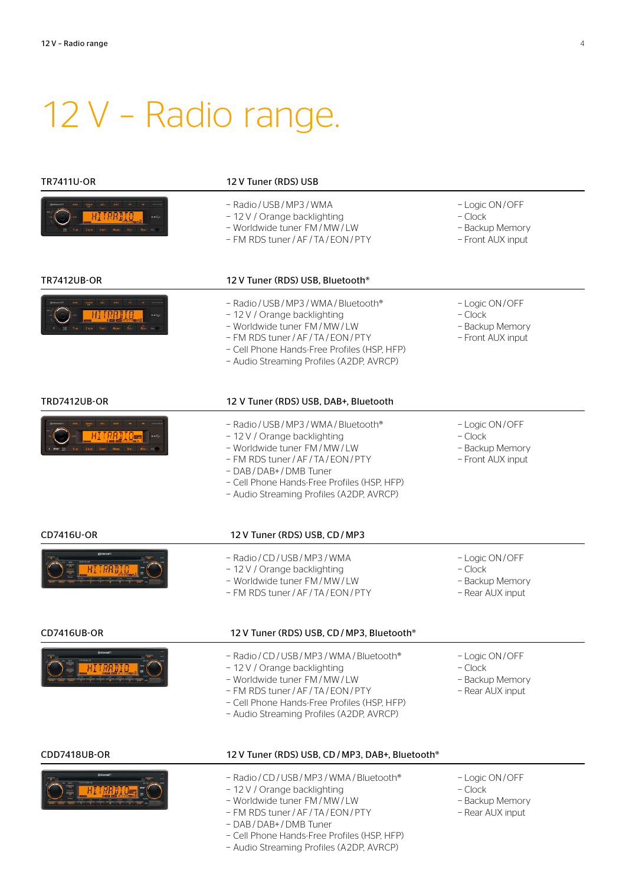# 12 V – Radio range.

## TR7411U-OR

**12 V Tuner (RDS) USB**

- Radio / USB / MP3 / WMA
- 12 V / Orange backlighting
- Worldwide tuner FM / MW / LW
- FM RDS tuner / AF / TA / EON / PTY
- Logic ON / OFF
- Clock
- Backup Memory
- Front AUX input

## TR7412UB-OR

**12 V Tuner (RDS) USB, Bluetooth®**

- Radio / USB / MP3 / WMA / Bluetooth®
- 12 V / Orange backlighting
- Worldwide tuner FM / MW / LW
- FM RDS tuner / AF / TA / EON / PTY
- Cell Phone Hands-Free Profiles (HSP, HFP)
- Audio Streaming Profiles (A2DP, AVRCP)
- Logic ON / OFF
- Clock
- Backup Memory
- Front AUX input

## TRD7412UB-OR

**12 V Tuner (RDS) USB, DAB+, Bluetooth**

- Radio / USB / MP3 / WMA / Bluetooth®
- 12 V / Orange backlighting
- Worldwide tuner FM / MW / LW
- FM RDS tuner / AF / TA / EON / PTY
- DAB / DAB+ / DMB Tuner
- Cell Phone Hands-Free Profiles (HSP, HFP)
- Audio Streaming Profiles (A2DP, AVRCP)
- Logic ON / OFF
- Clock
- Backup Memory
- Front AUX input

## CD7416U-OR

**12 V Tuner (RDS) USB, CD / MP3**

- Radio / CD / USB / MP3 / WMA
- 12 V / Orange backlighting
- Worldwide tuner FM / MW / LW
- FM RDS tuner / AF / TA / EON / PTY
- Logic ON / OFF
- Clock
- Backup Memory
- Rear AUX input

## CD7416UB-OR

**12 V Tuner (RDS) USB, CD / MP3, Bluetooth®**

- Radio / CD / USB / MP3 / WMA / Bluetooth®
- 12 V / Orange backlighting
- Worldwide tuner FM / MW / LW
- FM RDS tuner / AF / TA / EON / PTY
- Cell Phone Hands-Free Profiles (HSP, HFP)
- Audio Streaming Profiles (A2DP, AVRCP)
- Logic ON / OFF
- Clock
- Backup Memory
- Rear AUX input

## CDD7418UB-OR

**12 V Tuner (RDS) USB, CD / MP3, DAB+, Bluetooth®**

- Radio / CD / USB / MP3 / WMA / Bluetooth®
- 12 V / Orange backlighting
- Worldwide tuner FM / MW / LW
- FM RDS tuner / AF / TA / EON / PTY
- DAB / DAB+ / DMB Tuner
- Cell Phone Hands-Free Profiles (HSP, HFP)
- Audio Streaming Profiles (A2DP, AVRCP)
- Logic ON / OFF
- Clock
- Backup Memory
- Rear AUX input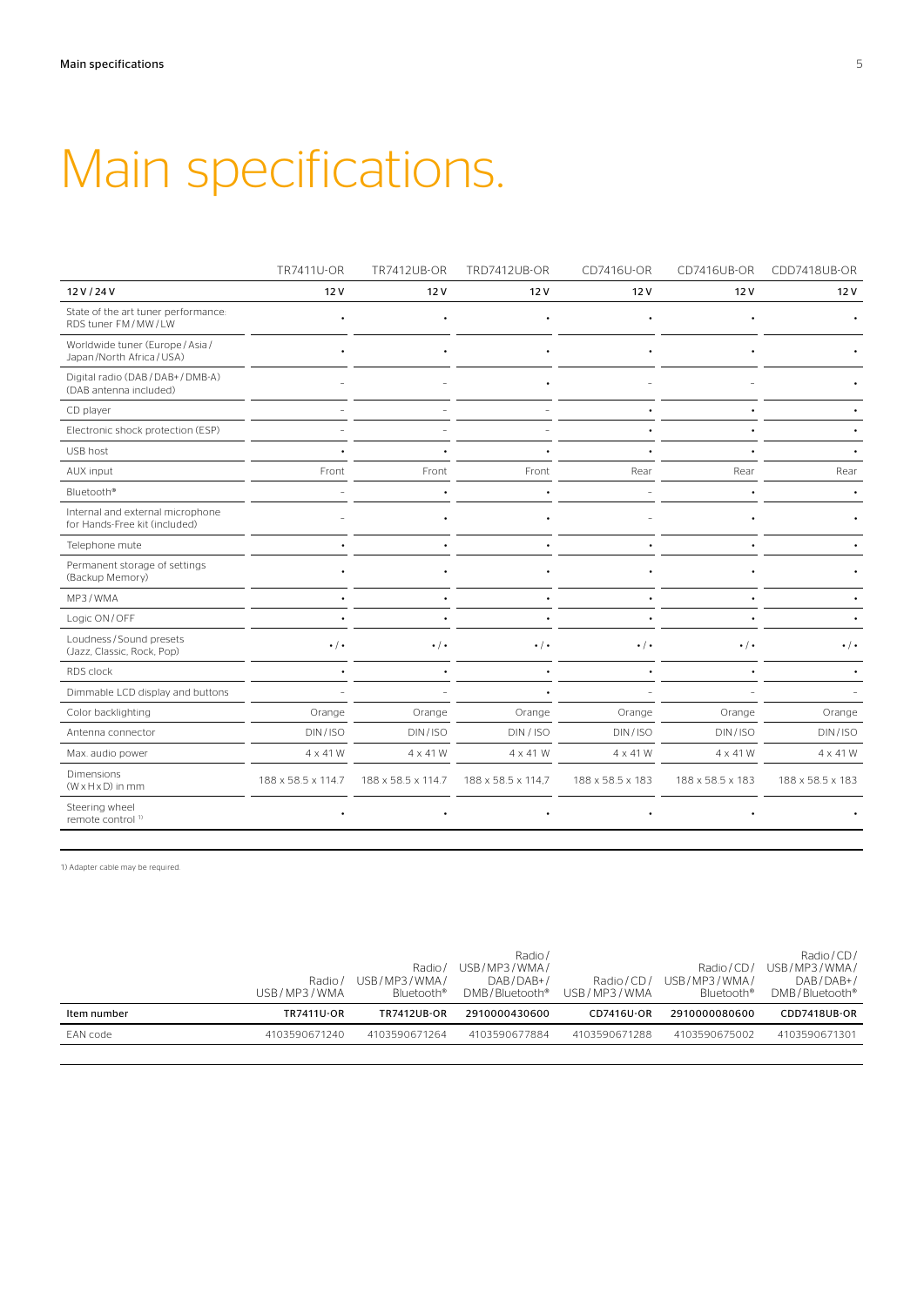# Main specifications.

| | TR7411U-OR | TR7412UB-OR | TRD7412UB-OR | CD7416U-OR | CD7416UB-OR | CDD7418UB-OR |
|---|---|---|---|---|---|---|
| **12 V / 24 V** | **12 V** | **12 V** | **12 V** | **12 V** | **12 V** | **12 V** |
| State of the art tuner performance: RDS tuner FM / MW / LW | • | • | • | • | • | • |
| Worldwide tuner (Europe / Asia / Japan /North Africa / USA) | • | • | • | • | • | • |
| Digital radio (DAB / DAB+ / DMB-A) (DAB antenna included) | – | – | • | – | – | • |
| CD player | – | – | – | • | • | • |
| Electronic shock protection (ESP) | – | – | – | • | • | • |
| USB host | • | • | • | • | • | • |
| AUX input | Front | Front | Front | Rear | Rear | Rear |
| Bluetooth® | – | • | • | – | • | • |
| Internal and external microphone for Hands-Free kit (included) | – | • | • | – | • | • |
| Telephone mute | • | • | • | • | • | • |
| Permanent storage of settings (Backup Memory) | • | • | • | • | • | • |
| MP3 / WMA | • | • | • | • | • | • |
| Logic ON / OFF | • | • | • | • | • | • |
| Loudness / Sound presets (Jazz, Classic, Rock, Pop) | • / • | • / • | • / • | • / • | • / • | • / • |
| RDS clock | • | • | • | • | • | • |
| Dimmable LCD display and buttons | – | – | • | – | – | – |
| Color backlighting | Orange | Orange | Orange | Orange | Orange | Orange |
| Antenna connector | DIN / ISO | DIN / ISO | DIN / ISO | DIN / ISO | DIN / ISO | DIN / ISO |
| Max. audio power | 4 x 41 W | 4 x 41 W | 4 x 41 W | 4 x 41 W | 4 x 41 W | 4 x 41 W |
| Dimensions (W x H x D) in mm | 188 x 58.5 x 114.7 | 188 x 58.5 x 114.7 | 188 x 58.5 x 114,7 | 188 x 58.5 x 183 | 188 x 58.5 x 183 | 188 x 58.5 x 183 |
| Steering wheel remote control [1] | • | • | • | • | • | • |

1) Adapter cable may be required.

| | Radio / USB / MP3 / WMA | Radio / USB / MP3 / WMA / Bluetooth® | Radio / USB / MP3 / WMA / DAB / DAB+ / DMB / Bluetooth® | Radio / CD / USB / MP3 / WMA | Radio / CD / USB / MP3 / WMA / Bluetooth® | Radio / CD / USB / MP3 / WMA / DAB / DAB+ / DMB / Bluetooth® |
|---|---|---|---|---|---|---|
| **Item number** | **TR7411U-OR** | **TR7412UB-OR** | **2910000430600** | **CD7416U-OR** | **2910000080600** | **CDD7418UB-OR** |
| EAN code | 4103590671240 | 4103590671264 | 4103590677884 | 4103590671288 | 4103590675002 | 4103590671301 |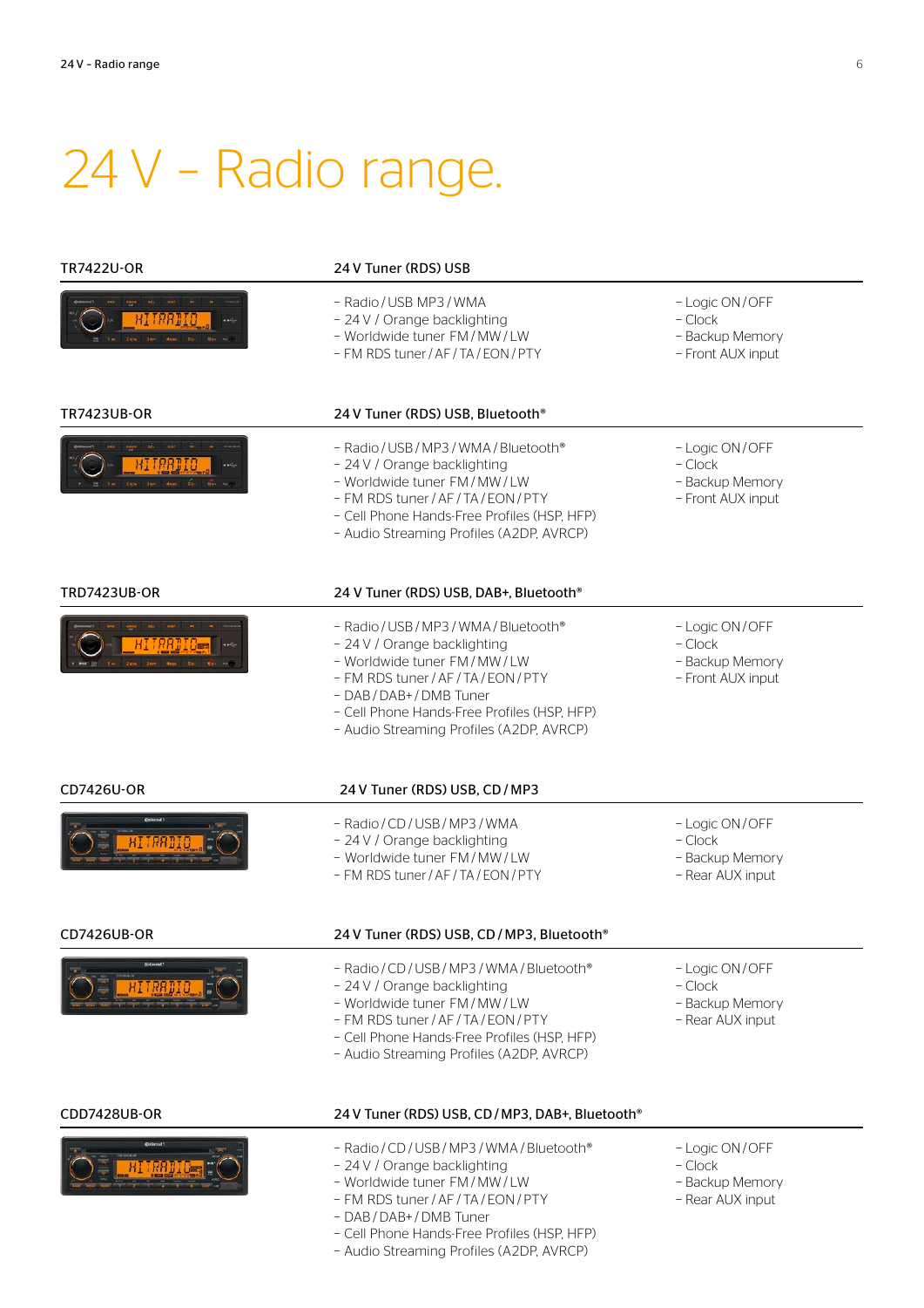# 24 V – Radio range.

## TR7422U-OR

**24 V Tuner (RDS) USB**

- Radio / USB MP3 / WMA
- 24 V / Orange backlighting
- Worldwide tuner FM / MW / LW
- FM RDS tuner / AF / TA / EON / PTY
- Logic ON / OFF
- Clock
- Backup Memory
- Front AUX input

## TR7423UB-OR

**24 V Tuner (RDS) USB, Bluetooth®**

- Radio / USB / MP3 / WMA / Bluetooth®
- 24 V / Orange backlighting
- Worldwide tuner FM / MW / LW
- FM RDS tuner / AF / TA / EON / PTY
- Cell Phone Hands-Free Profiles (HSP, HFP)
- Audio Streaming Profiles (A2DP, AVRCP)
- Logic ON / OFF
- Clock
- Backup Memory
- Front AUX input

## TRD7423UB-OR

**24 V Tuner (RDS) USB, DAB+, Bluetooth®**

- Radio / USB / MP3 / WMA / Bluetooth®
- 24 V / Orange backlighting
- Worldwide tuner FM / MW / LW
- FM RDS tuner / AF / TA / EON / PTY
- DAB / DAB+ / DMB Tuner
- Cell Phone Hands-Free Profiles (HSP, HFP)
- Audio Streaming Profiles (A2DP, AVRCP)
- Logic ON / OFF
- Clock
- Backup Memory
- Front AUX input

## CD7426U-OR

**24 V Tuner (RDS) USB, CD / MP3**

- Radio / CD / USB / MP3 / WMA
- 24 V / Orange backlighting
- Worldwide tuner FM / MW / LW
- FM RDS tuner / AF / TA / EON / PTY
- Logic ON / OFF
- Clock
- Backup Memory
- Rear AUX input

## CD7426UB-OR

**24 V Tuner (RDS) USB, CD / MP3, Bluetooth®**

- Radio / CD / USB / MP3 / WMA / Bluetooth®
- 24 V / Orange backlighting
- Worldwide tuner FM / MW / LW
- FM RDS tuner / AF / TA / EON / PTY
- Cell Phone Hands-Free Profiles (HSP, HFP)
- Audio Streaming Profiles (A2DP, AVRCP)
- Logic ON / OFF
- Clock
- Backup Memory
- Rear AUX input

## CDD7428UB-OR

**24 V Tuner (RDS) USB, CD / MP3, DAB+, Bluetooth®**

- Radio / CD / USB / MP3 / WMA / Bluetooth®
- 24 V / Orange backlighting
- Worldwide tuner FM / MW / LW
- FM RDS tuner / AF / TA / EON / PTY
- DAB / DAB+ / DMB Tuner
- Cell Phone Hands-Free Profiles (HSP, HFP)
- Audio Streaming Profiles (A2DP, AVRCP)
- Logic ON / OFF
- Clock
- Backup Memory
- Rear AUX input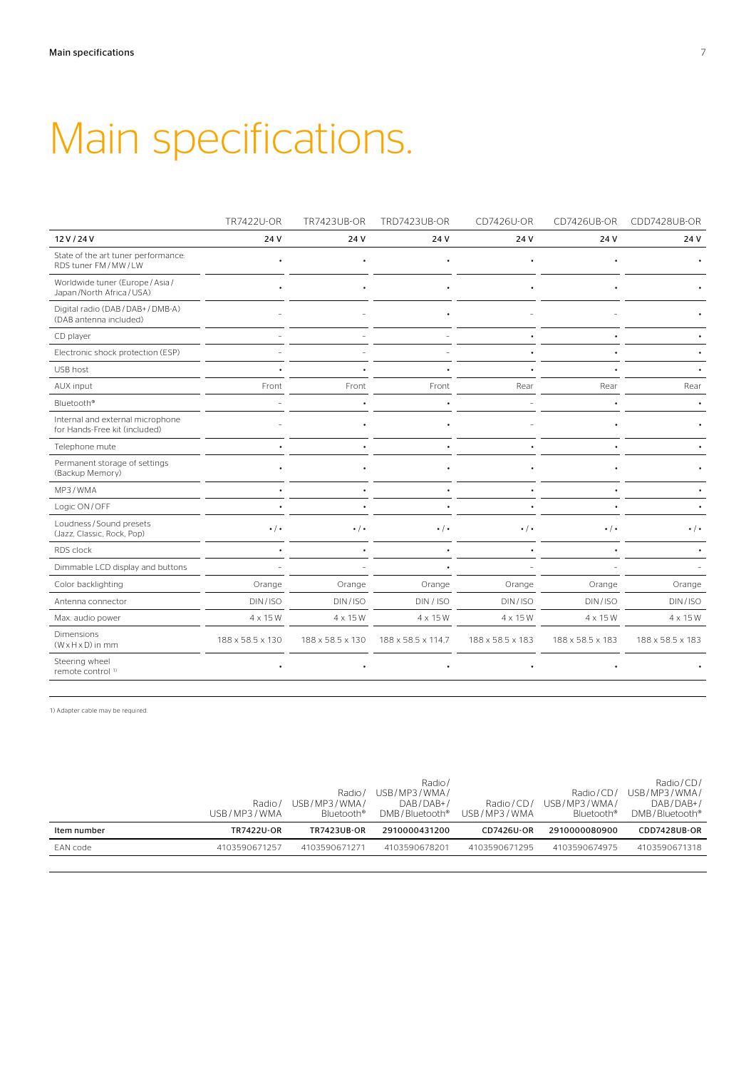# Main specifications.

| | TR7422U-OR | TR7423UB-OR | TRD7423UB-OR | CD7426U-OR | CD7426UB-OR | CDD7428UB-OR |
|---|---|---|---|---|---|---|
| 12 V / 24 V | 24 V | 24 V | 24 V | 24 V | 24 V | 24 V |
| State of the art tuner performance: RDS tuner FM / MW / LW | • | • | • | • | • | • |
| Worldwide tuner (Europe / Asia / Japan / North Africa / USA) | • | • | • | • | • | • |
| Digital radio (DAB / DAB+ / DMB-A) (DAB antenna included) | – | – | • | – | – | • |
| CD player | – | – | – | • | • | • |
| Electronic shock protection (ESP) | – | – | – | • | • | • |
| USB host | • | • | • | • | • | • |
| AUX input | Front | Front | Front | Rear | Rear | Rear |
| Bluetooth® | – | • | • | – | • | • |
| Internal and external microphone for Hands-Free kit (included) | – | • | • | – | • | • |
| Telephone mute | • | • | • | • | • | • |
| Permanent storage of settings (Backup Memory) | • | • | • | • | • | • |
| MP3 / WMA | • | • | • | • | • | • |
| Logic ON / OFF | • | • | • | • | • | • |
| Loudness / Sound presets (Jazz, Classic, Rock, Pop) | • / • | • / • | • / • | • / • | • / • | • / • |
| RDS clock | • | • | • | • | • | • |
| Dimmable LCD display and buttons | – | – | • | – | – | – |
| Color backlighting | Orange | Orange | Orange | Orange | Orange | Orange |
| Antenna connector | DIN / ISO | DIN / ISO | DIN / ISO | DIN / ISO | DIN / ISO | DIN / ISO |
| Max. audio power | 4 x 15 W | 4 x 15 W | 4 x 15 W | 4 x 15 W | 4 x 15 W | 4 x 15 W |
| Dimensions (W x H x D) in mm | 188 x 58.5 x 130 | 188 x 58.5 x 130 | 188 x 58.5 x 114,7 | 188 x 58.5 x 183 | 188 x 58.5 x 183 | 188 x 58.5 x 183 |
| Steering wheel remote control [1] | • | • | • | • | • | • |

1) Adapter cable may be required.

| | Radio / USB / MP3 / WMA | Radio / USB / MP3 / WMA / Bluetooth® | Radio / USB / MP3 / WMA / DAB / DAB+ / DMB / Bluetooth® | Radio / CD / USB / MP3 / WMA | Radio / CD / USB / MP3 / WMA / Bluetooth® | Radio / CD / USB / MP3 / WMA / DAB / DAB+ / DMB / Bluetooth® |
|---|---|---|---|---|---|---|
| **Item number** | **TR7422U-OR** | **TR7423UB-OR** | **2910000431200** | **CD7426U-OR** | **2910000080900** | **CDD7428UB-OR** |
| EAN code | 4103590671257 | 4103590671271 | 4103590678201 | 4103590671295 | 4103590674975 | 4103590671318 |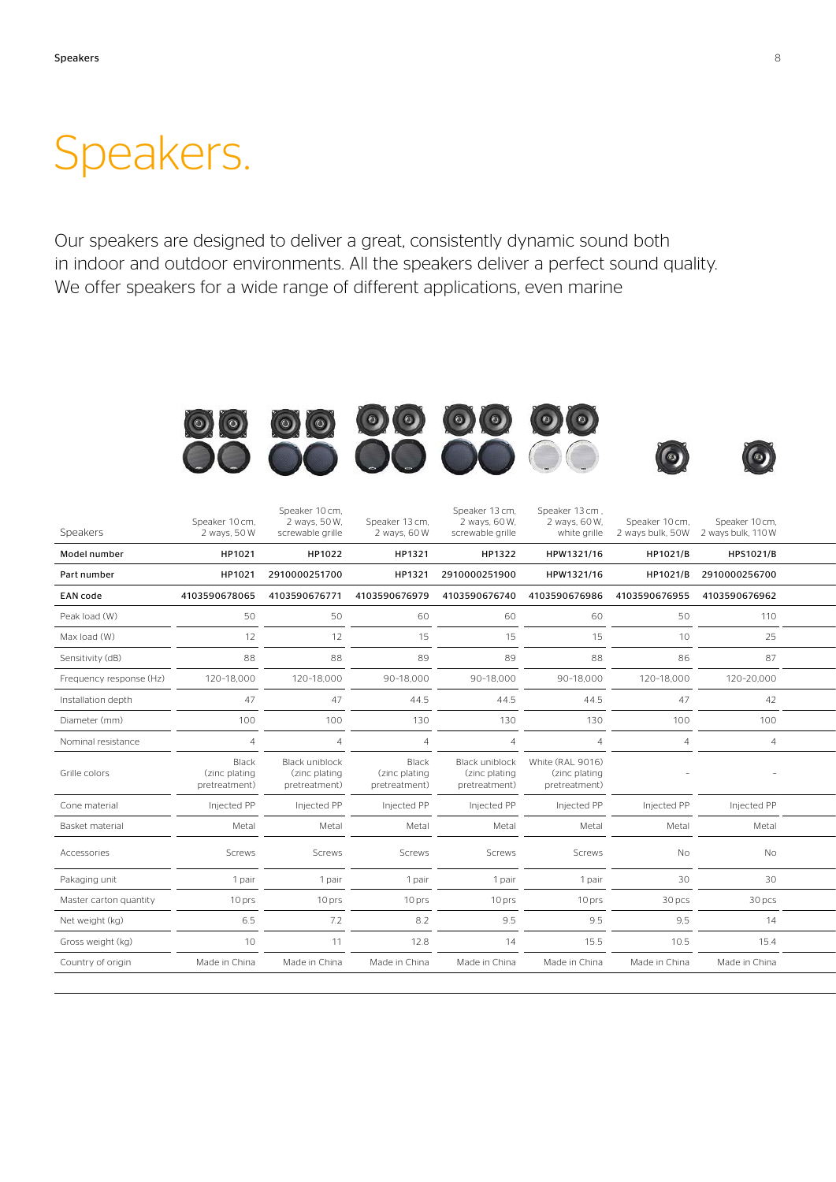# Speakers.

Our speakers are designed to deliver a great, consistently dynamic sound both in indoor and outdoor environments. All the speakers deliver a perfect sound quality. We offer speakers for a wide range of different applications, even marine

| Speakers | Speaker 10 cm, 2 ways, 50 W | Speaker 10 cm, 2 ways, 50 W, screwable grille | Speaker 13 cm, 2 ways, 60 W | Speaker 13 cm, 2 ways, 60 W, screwable grille | Speaker 13 cm , 2 ways, 60 W, white grille | Speaker 10 cm, 2 ways bulk, 50W | Speaker 10 cm, 2 ways bulk, 110 W |
|---|---|---|---|---|---|---|---|
| **Model number** | **HP1021** | **HP1022** | **HP1321** | **HP1322** | **HPW1321/16** | **HP1021/B** | **HPS1021/B** |
| **Part number** | **HP1021** | **2910000251700** | **HP1321** | **2910000251900** | **HPW1321/16** | **HP1021/B** | **2910000256700** |
| **EAN code** | **4103590678065** | **4103590676771** | **4103590676979** | **4103590676740** | **4103590676986** | **4103590676955** | **4103590676962** |
| Peak load (W) | 50 | 50 | 60 | 60 | 60 | 50 | 110 |
| Max load (W) | 12 | 12 | 15 | 15 | 15 | 10 | 25 |
| Sensitivity (dB) | 88 | 88 | 89 | 89 | 88 | 86 | 87 |
| Frequency response (Hz) | 120-18,000 | 120-18,000 | 90-18,000 | 90-18,000 | 90-18,000 | 120-18,000 | 120-20,000 |
| Installation depth | 47 | 47 | 44.5 | 44.5 | 44.5 | 47 | 42 |
| Diameter (mm) | 100 | 100 | 130 | 130 | 130 | 100 | 100 |
| Nominal resistance | 4 | 4 | 4 | 4 | 4 | 4 | 4 |
| Grille colors | Black (zinc plating pretreatment) | Black uniblock (zinc plating pretreatment) | Black (zinc plating pretreatment) | Black uniblock (zinc plating pretreatment) | White (RAL 9016) (zinc plating pretreatment) | - | - |
| Cone material | Injected PP | Injected PP | Injected PP | Injected PP | Injected PP | Injected PP | Injected PP |
| Basket material | Metal | Metal | Metal | Metal | Metal | Metal | Metal |
| Accessories | Screws | Screws | Screws | Screws | Screws | No | No |
| Pakaging unit | 1 pair | 1 pair | 1 pair | 1 pair | 1 pair | 30 | 30 |
| Master carton quantity | 10 prs | 10 prs | 10 prs | 10 prs | 10 prs | 30 pcs | 30 pcs |
| Net weight (kg) | 6.5 | 7.2 | 8.2 | 9.5 | 9.5 | 9,5 | 14 |
| Gross weight (kg) | 10 | 11 | 12.8 | 14 | 15.5 | 10.5 | 15.4 |
| Country of origin | Made in China | Made in China | Made in China | Made in China | Made in China | Made in China | Made in China |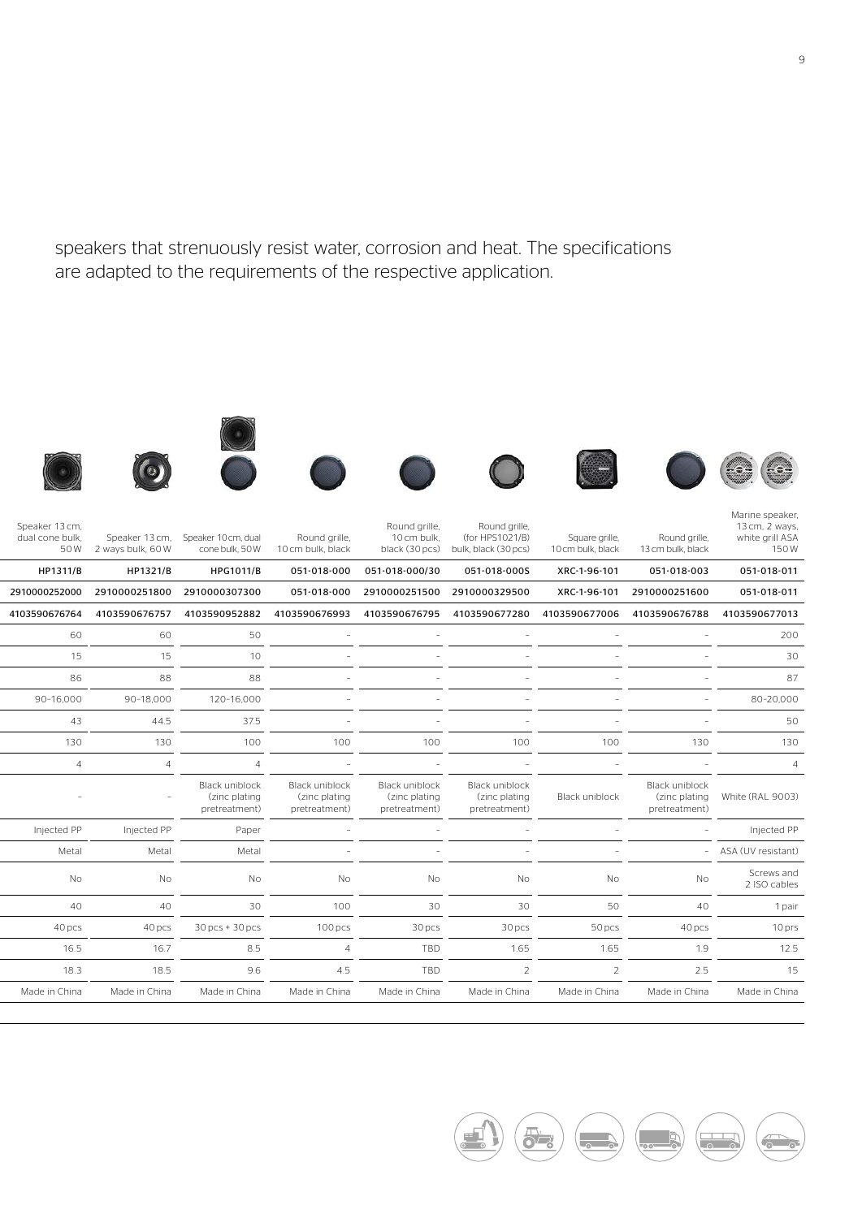speakers that strenuously resist water, corrosion and heat. The specifications are adapted to the requirements of the respective application.

| Speaker 13 cm, dual cone bulk, 50 W | Speaker 13 cm, 2 ways bulk, 60 W | Speaker 10 cm, dual cone bulk, 50 W | Round grille, 10 cm bulk, black | Round grille, 10 cm bulk, black (30 pcs) | Round grille, (for HPS1021/B) bulk, black (30 pcs) | Square grille, 10 cm bulk, black | Round grille, 13 cm bulk, black | Marine speaker, 13 cm, 2 ways, white grill ASA 150 W |
|---|---|---|---|---|---|---|---|---|
| **HP1311/B** | **HP1321/B** | **HPG1011/B** | **051-018-000** | **051-018-000/30** | **051-018-000S** | **XRC-1-96-101** | **051-018-003** | **051-018-011** |
| **2910000252000** | **2910000251800** | **2910000307300** | **051-018-000** | **2910000251500** | **2910000329500** | **XRC-1-96-101** | **2910000251600** | **051-018-011** |
| **4103590676764** | **4103590676757** | **4103590952882** | **4103590676993** | **4103590676795** | **4103590677280** | **4103590677006** | **4103590676788** | **4103590677013** |
| 60 | 60 | 50 | – | – | – | – | – | 200 |
| 15 | 15 | 10 | – | – | – | – | – | 30 |
| 86 | 88 | 88 | – | – | – | – | – | 87 |
| 90–16,000 | 90–18,000 | 120–16,000 | – | – | – | – | – | 80–20,000 |
| 43 | 44.5 | 37.5 | – | – | – | – | – | 50 |
| 130 | 130 | 100 | 100 | 100 | 100 | 100 | 130 | 130 |
| 4 | 4 | 4 | – | – | – | – | – | 4 |
| – | – | Black uniblock (zinc plating pretreatment) | Black uniblock (zinc plating pretreatment) | Black uniblock (zinc plating pretreatment) | Black uniblock (zinc plating pretreatment) | Black uniblock | Black uniblock (zinc plating pretreatment) | White (RAL 9003) |
| Injected PP | Injected PP | Paper | – | – | – | – | – | Injected PP |
| Metal | Metal | Metal | – | – | – | – | – | ASA (UV resistant) |
| No | No | No | No | No | No | No | No | Screws and 2 ISO cables |
| 40 | 40 | 30 | 100 | 30 | 30 | 50 | 40 | 1 pair |
| 40 pcs | 40 pcs | 30 pcs + 30 pcs | 100 pcs | 30 pcs | 30 pcs | 50 pcs | 40 pcs | 10 prs |
| 16.5 | 16.7 | 8.5 | 4 | TBD | 1.65 | 1.65 | 1.9 | 12.5 |
| 18.3 | 18.5 | 9.6 | 4.5 | TBD | 2 | 2 | 2.5 | 15 |
| Made in China | Made in China | Made in China | Made in China | Made in China | Made in China | Made in China | Made in China | Made in China |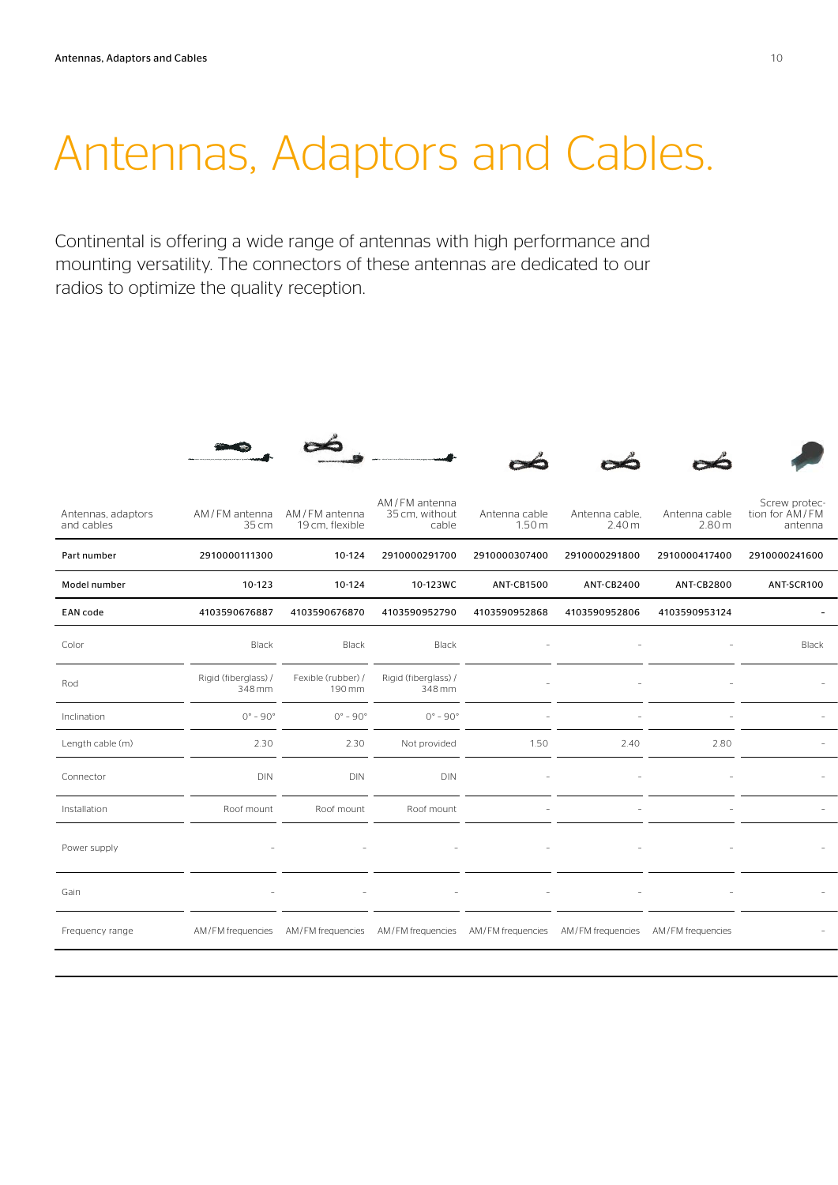# Antennas, Adaptors and Cables.

Continental is offering a wide range of antennas with high performance and mounting versatility. The connectors of these antennas are dedicated to our radios to optimize the quality reception.

| Antennas, adaptors and cables | AM / FM antenna 35 cm | AM / FM antenna 19 cm, flexible | AM / FM antenna 35 cm, without cable | Antenna cable 1.50 m | Antenna cable, 2.40 m | Antenna cable 2.80 m | Screw protection for AM / FM antenna |
|---|---|---|---|---|---|---|---|
| **Part number** | 2910000111300 | 10-124 | 2910000291700 | 2910000307400 | 2910000291800 | 2910000417400 | 2910000241600 |
| **Model number** | 10-123 | 10-124 | 10-123WC | ANT-CB1500 | ANT-CB2400 | ANT-CB2800 | ANT-SCR100 |
| **EAN code** | 4103590676887 | 4103590676870 | 4103590952790 | 4103590952868 | 4103590952806 | 4103590953124 | - |
| Color | Black | Black | Black | - | - | - | Black |
| Rod | Rigid (fiberglass) / 348 mm | Fexible (rubber) / 190 mm | Rigid (fiberglass) / 348 mm | - | - | - | - |
| Inclination | 0° - 90° | 0° - 90° | 0° - 90° | - | - | - | - |
| Length cable (m) | 2.30 | 2.30 | Not provided | 1.50 | 2.40 | 2.80 | - |
| Connector | DIN | DIN | DIN | - | - | - | - |
| Installation | Roof mount | Roof mount | Roof mount | - | - | - | - |
| Power supply | - | - | - | - | - | - | - |
| Gain | - | - | - | - | - | - | - |
| Frequency range | AM / FM frequencies | AM / FM frequencies | AM / FM frequencies | AM / FM frequencies | AM / FM frequencies | AM / FM frequencies | - |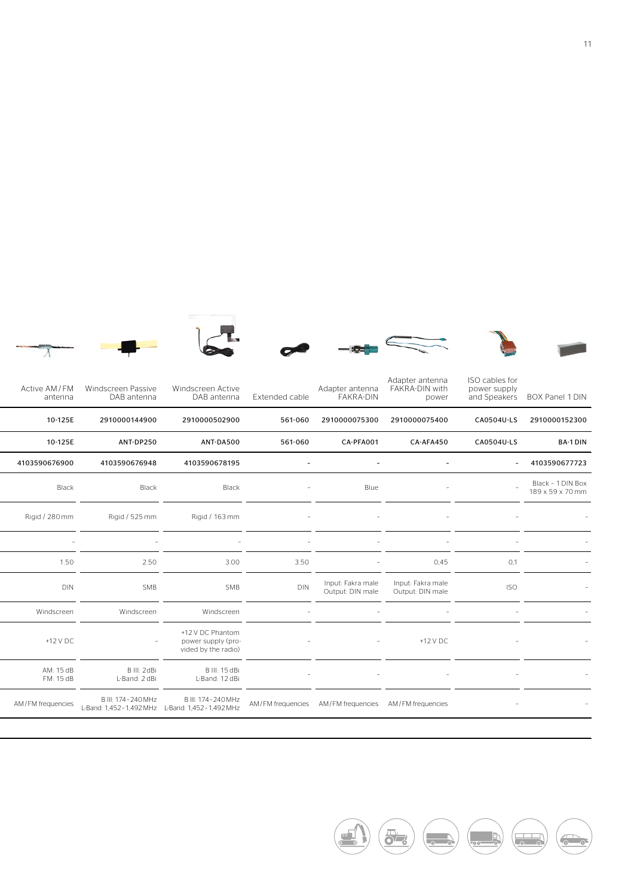| Active AM/FM antenna | Windscreen Passive DAB antenna | Windscreen Active DAB antenna | Extended cable | Adapter antenna FAKRA-DIN | Adapter antenna FAKRA-DIN with power | ISO cables for power supply and Speakers | BOX Panel 1 DIN |
|---|---|---|---|---|---|---|---|
| **10-125E** | **2910000144900** | **2910000502900** | **561-060** | **2910000075300** | **2910000075400** | **CA0504U-LS** | **2910000152300** |
| **10-125E** | **ANT-DP250** | **ANT-DA500** | **561-060** | **CA-PFA001** | **CA-AFA450** | **CA0504U-LS** | **BA-1 DIN** |
| **4103590676900** | **4103590676948** | **4103590678195** | **-** | **-** | **-** | **-** | **4103590677723** |
| Black | Black | Black | - | Blue | - | - | Black - 1 DIN Box 189 x 59 x 70 mm |
| Rigid / 280 mm | Rigid / 525 mm | Rigid / 163 mm | - | - | - | - | - |
| - | - | - | - | - | - | - | - |
| 1.50 | 2.50 | 3.00 | 3.50 | - | 0,45 | 0,1 | - |
| DIN | SMB | SMB | DIN | Input: Fakra male Output: DIN male | Input: Fakra male Output: DIN male | ISO | - |
| Windscreen | Windscreen | Windscreen | - | - | - | - | - |
| +12 V DC | - | +12 V DC Phantom power supply (provided by the radio) | - | - | +12 V DC | - | - |
| AM: 15 dB FM: 15 dB | B III: 2dBi L-Band: 2 dBi | B III: 15 dBi L-Band: 12 dBi | - | - | - | - | - |
| AM/FM frequencies | B III: 174 - 240 MHz L-Band: 1,452 - 1,492 MHz | B III: 174 - 240 MHz L-Band: 1,452 - 1,492 MHz | AM/FM frequencies | AM/FM frequencies | AM/FM frequencies | - | - |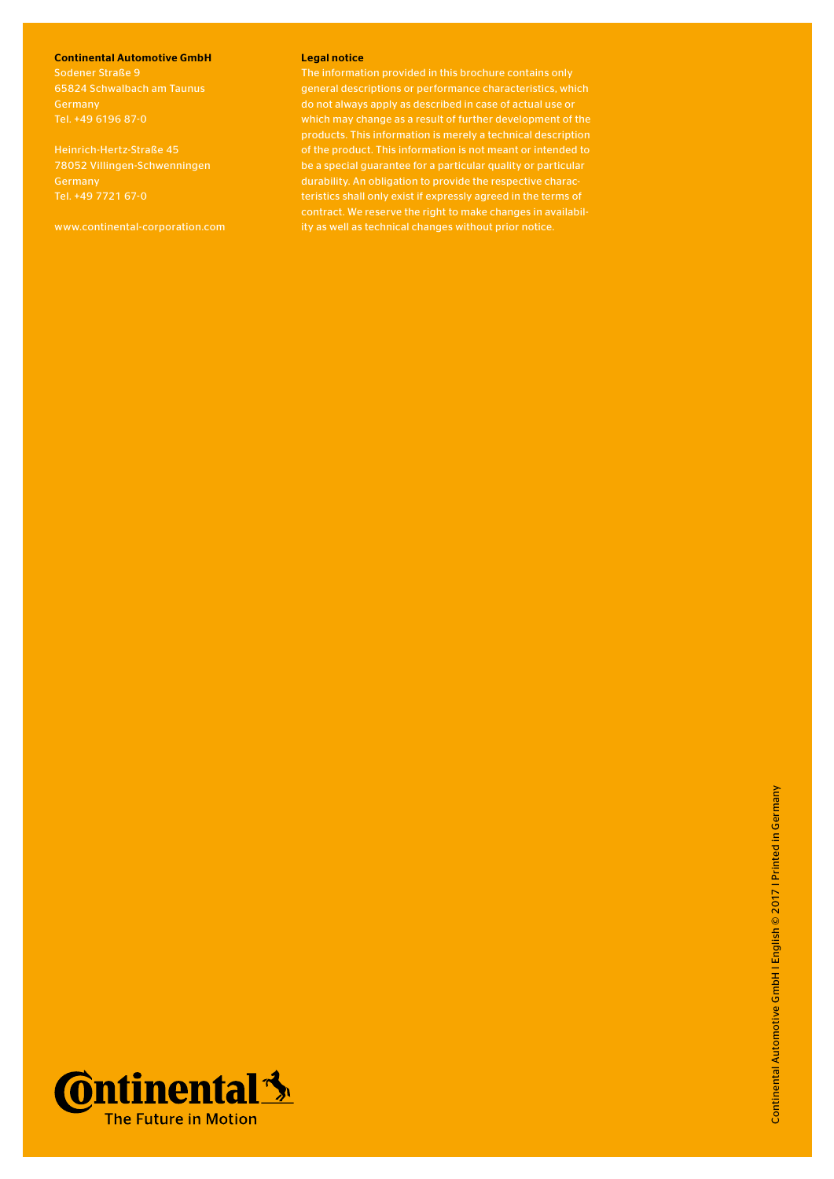**Continental Automotive GmbH**
Sodener Straße 9
65824 Schwalbach am Taunus
Germany
Tel. +49 6196 87-0

Heinrich-Hertz-Straße 45
78052 Villingen-Schwenningen
Germany
Tel. +49 7721 67-0

www.continental-corporation.com

**Legal notice**

The information provided in this brochure contains only general descriptions or performance characteristics, which do not always apply as described in case of actual use or which may change as a result of further development of the products. This information is merely a technical description of the product. This information is not meant or intended to be a special guarantee for a particular quality or particular durability. An obligation to provide the respective characteristics shall only exist if expressly agreed in the terms of contract. We reserve the right to make changes in availability as well as technical changes without prior notice.

Continental
The Future in Motion

Continental Automotive GmbH I English © 2017 I Printed in Germany